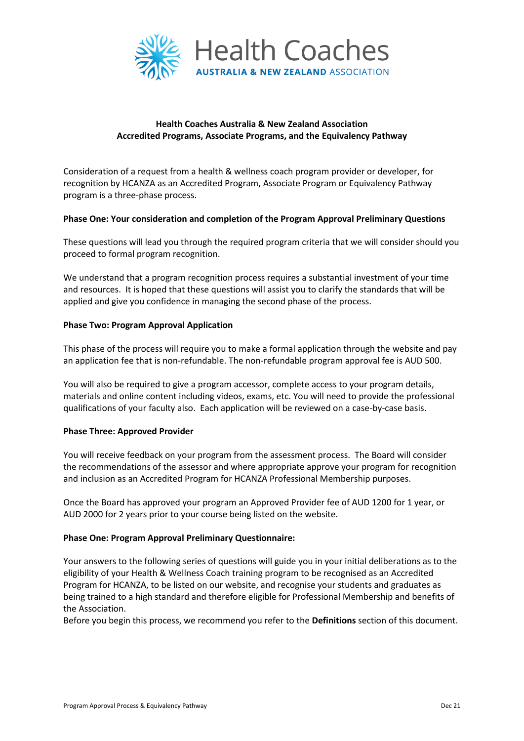Health Coaches AUSTRALIA & NEW ZEALAND ASSOCIATION

# Health Coaches Australia & New Zealand Association
## Accredited Programs, Associate Programs, and the Equivalency Pathway

Consideration of a request from a health & wellness coach program provider or developer, for recognition by HCANZA as an Accredited Program, Associate Program or Equivalency Pathway program is a three-phase process.

**Phase One: Your consideration and completion of the Program Approval Preliminary Questions**

These questions will lead you through the required program criteria that we will consider should you proceed to formal program recognition.

We understand that a program recognition process requires a substantial investment of your time and resources. It is hoped that these questions will assist you to clarify the standards that will be applied and give you confidence in managing the second phase of the process.

**Phase Two: Program Approval Application**

This phase of the process will require you to make a formal application through the website and pay an application fee that is non-refundable. The non-refundable program approval fee is AUD 500.

You will also be required to give a program accessor, complete access to your program details, materials and online content including videos, exams, etc. You will need to provide the professional qualifications of your faculty also. Each application will be reviewed on a case-by-case basis.

**Phase Three: Approved Provider**

You will receive feedback on your program from the assessment process. The Board will consider the recommendations of the assessor and where appropriate approve your program for recognition and inclusion as an Accredited Program for HCANZA Professional Membership purposes.

Once the Board has approved your program an Approved Provider fee of AUD 1200 for 1 year, or AUD 2000 for 2 years prior to your course being listed on the website.

**Phase One: Program Approval Preliminary Questionnaire:**

Your answers to the following series of questions will guide you in your initial deliberations as to the eligibility of your Health & Wellness Coach training program to be recognised as an Accredited Program for HCANZA, to be listed on our website, and recognise your students and graduates as being trained to a high standard and therefore eligible for Professional Membership and benefits of the Association.
Before you begin this process, we recommend you refer to the **Definitions** section of this document.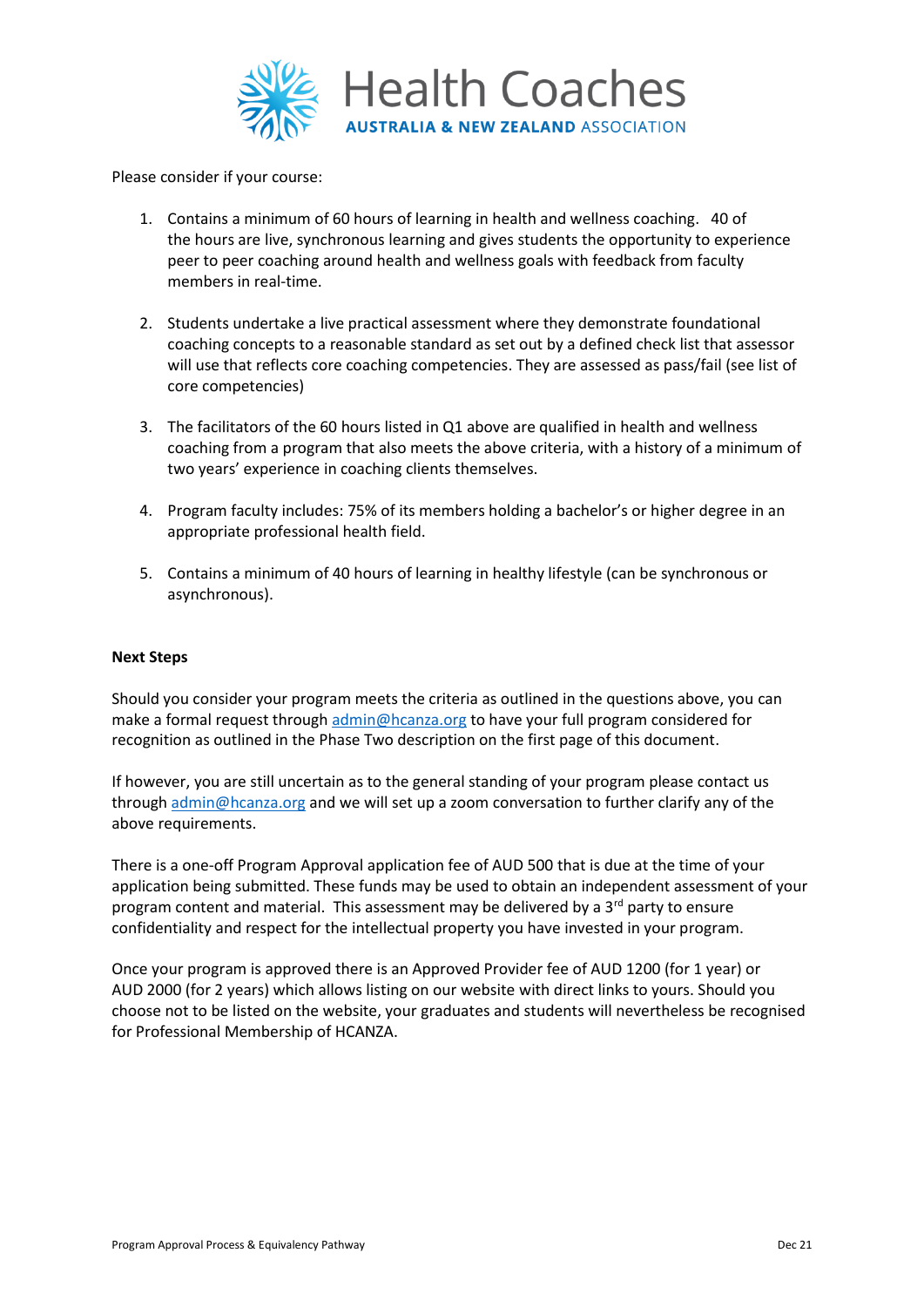Please consider if your course:

1. Contains a minimum of 60 hours of learning in health and wellness coaching. 40 of the hours are live, synchronous learning and gives students the opportunity to experience peer to peer coaching around health and wellness goals with feedback from faculty members in real-time.

2. Students undertake a live practical assessment where they demonstrate foundational coaching concepts to a reasonable standard as set out by a defined check list that assessor will use that reflects core coaching competencies. They are assessed as pass/fail (see list of core competencies)

3. The facilitators of the 60 hours listed in Q1 above are qualified in health and wellness coaching from a program that also meets the above criteria, with a history of a minimum of two years' experience in coaching clients themselves.

4. Program faculty includes: 75% of its members holding a bachelor's or higher degree in an appropriate professional health field.

5. Contains a minimum of 40 hours of learning in healthy lifestyle (can be synchronous or asynchronous).

**Next Steps**

Should you consider your program meets the criteria as outlined in the questions above, you can make a formal request through admin@hcanza.org to have your full program considered for recognition as outlined in the Phase Two description on the first page of this document.

If however, you are still uncertain as to the general standing of your program please contact us through admin@hcanza.org and we will set up a zoom conversation to further clarify any of the above requirements.

There is a one-off Program Approval application fee of AUD 500 that is due at the time of your application being submitted. These funds may be used to obtain an independent assessment of your program content and material. This assessment may be delivered by a 3rd party to ensure confidentiality and respect for the intellectual property you have invested in your program.

Once your program is approved there is an Approved Provider fee of AUD 1200 (for 1 year) or AUD 2000 (for 2 years) which allows listing on our website with direct links to yours. Should you choose not to be listed on the website, your graduates and students will nevertheless be recognised for Professional Membership of HCANZA.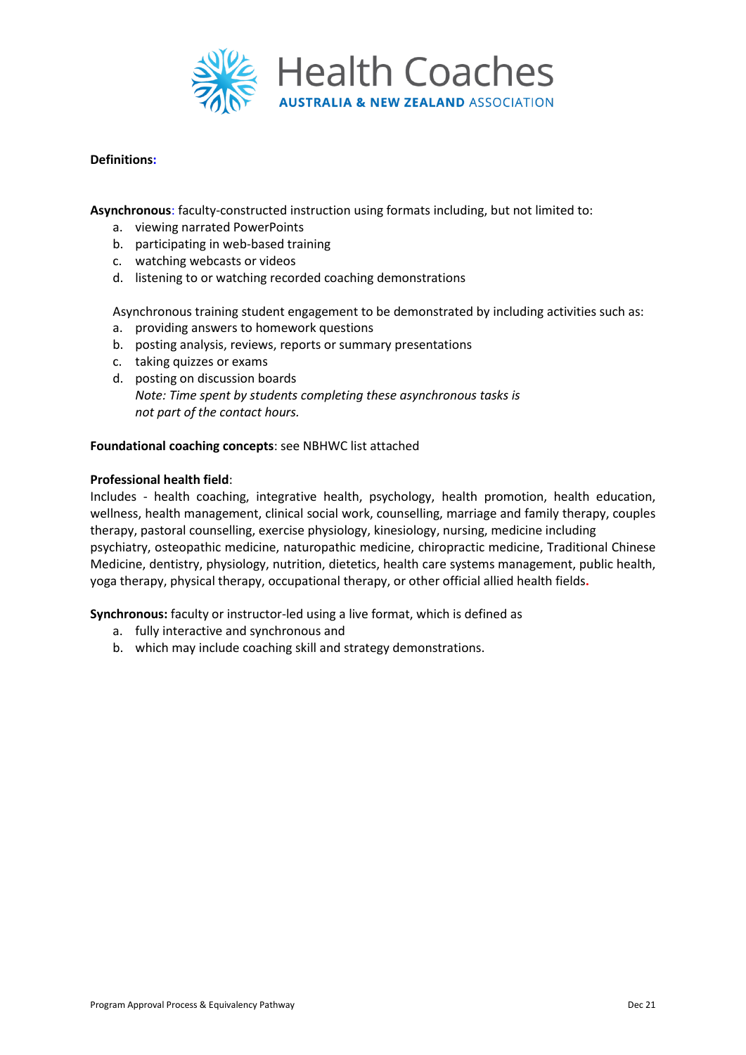**Definitions:**

**Asynchronous**: faculty-constructed instruction using formats including, but not limited to:

a. viewing narrated PowerPoints
b. participating in web-based training
c. watching webcasts or videos
d. listening to or watching recorded coaching demonstrations

Asynchronous training student engagement to be demonstrated by including activities such as:

a. providing answers to homework questions
b. posting analysis, reviews, reports or summary presentations
c. taking quizzes or exams
d. posting on discussion boards
   *Note: Time spent by students completing these asynchronous tasks is not part of the contact hours.*

**Foundational coaching concepts**: see NBHWC list attached

**Professional health field**:
Includes - health coaching, integrative health, psychology, health promotion, health education, wellness, health management, clinical social work, counselling, marriage and family therapy, couples therapy, pastoral counselling, exercise physiology, kinesiology, nursing, medicine including psychiatry, osteopathic medicine, naturopathic medicine, chiropractic medicine, Traditional Chinese Medicine, dentistry, physiology, nutrition, dietetics, health care systems management, public health, yoga therapy, physical therapy, occupational therapy, or other official allied health fields.

**Synchronous:** faculty or instructor-led using a live format, which is defined as

a. fully interactive and synchronous and
b. which may include coaching skill and strategy demonstrations.